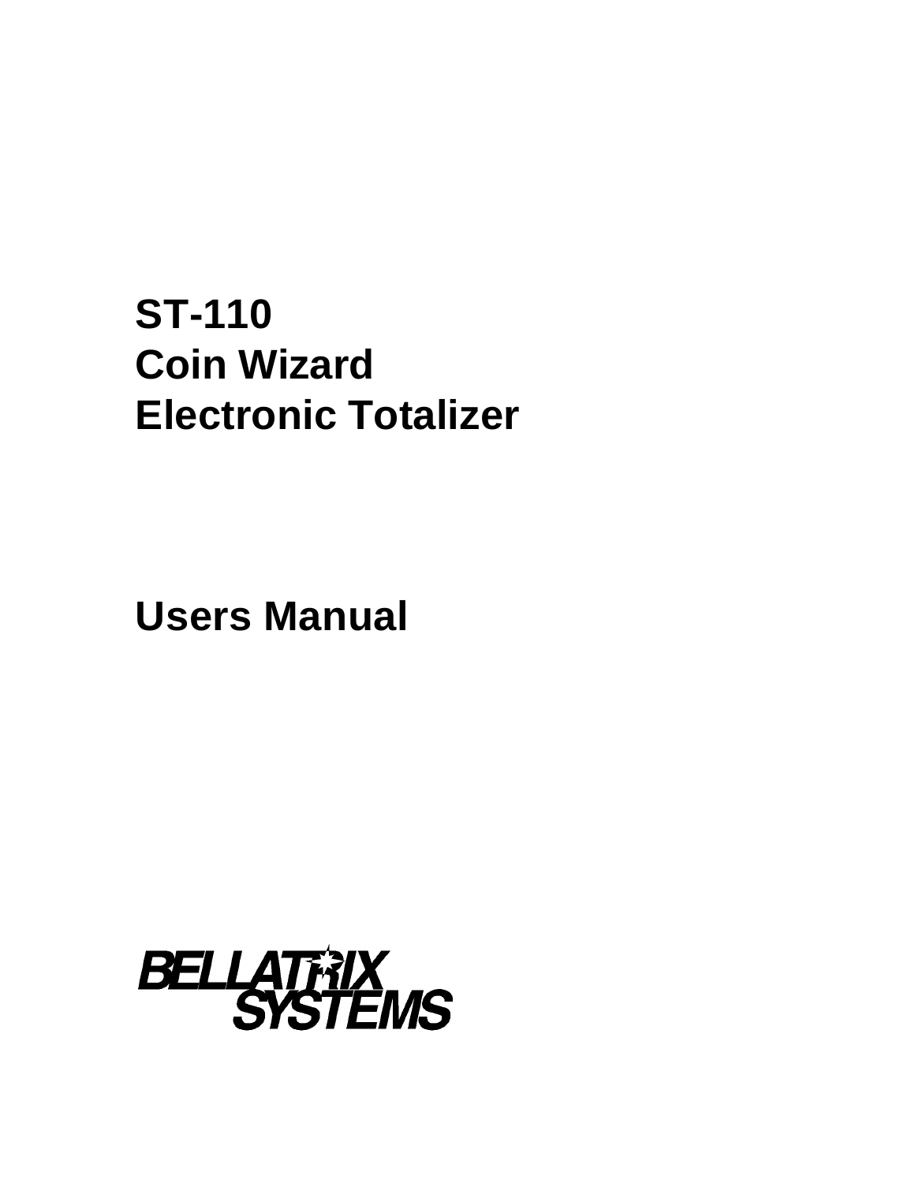# ST-110
# Coin Wizard
# Electronic Totalizer

# Users Manual

BELLATRIX
SYSTEMS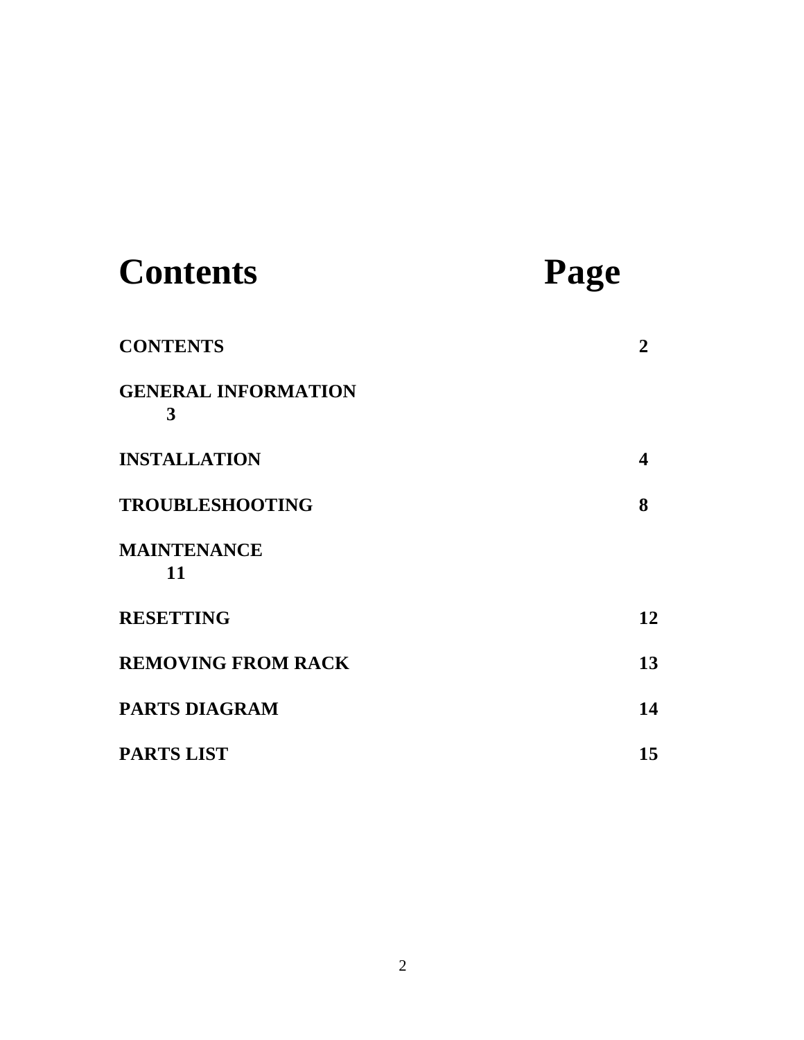# Contents Page

| Contents | Page |
|---|---|
| **CONTENTS** | **2** |
| **GENERAL INFORMATION** | **3** |
| **INSTALLATION** | **4** |
| **TROUBLESHOOTING** | **8** |
| **MAINTENANCE** | **11** |
| **RESETTING** | **12** |
| **REMOVING FROM RACK** | **13** |
| **PARTS DIAGRAM** | **14** |
| **PARTS LIST** | **15** |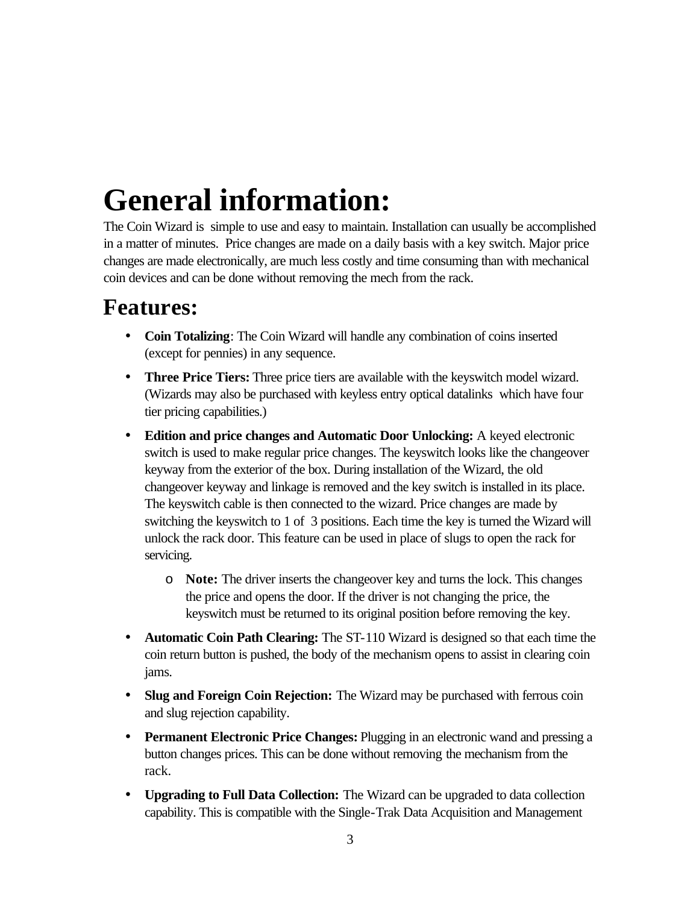# General information:

The Coin Wizard is simple to use and easy to maintain. Installation can usually be accomplished in a matter of minutes. Price changes are made on a daily basis with a key switch. Major price changes are made electronically, are much less costly and time consuming than with mechanical coin devices and can be done without removing the mech from the rack.

## Features:

- **Coin Totalizing**: The Coin Wizard will handle any combination of coins inserted (except for pennies) in any sequence.
- **Three Price Tiers:** Three price tiers are available with the keyswitch model wizard. (Wizards may also be purchased with keyless entry optical datalinks which have four tier pricing capabilities.)
- **Edition and price changes and Automatic Door Unlocking:** A keyed electronic switch is used to make regular price changes. The keyswitch looks like the changeover keyway from the exterior of the box. During installation of the Wizard, the old changeover keyway and linkage is removed and the key switch is installed in its place. The keyswitch cable is then connected to the wizard. Price changes are made by switching the keyswitch to 1 of 3 positions. Each time the key is turned the Wizard will unlock the rack door. This feature can be used in place of slugs to open the rack for servicing.
  - **Note:** The driver inserts the changeover key and turns the lock. This changes the price and opens the door. If the driver is not changing the price, the keyswitch must be returned to its original position before removing the key.
- **Automatic Coin Path Clearing:** The ST-110 Wizard is designed so that each time the coin return button is pushed, the body of the mechanism opens to assist in clearing coin jams.
- **Slug and Foreign Coin Rejection:** The Wizard may be purchased with ferrous coin and slug rejection capability.
- **Permanent Electronic Price Changes:** Plugging in an electronic wand and pressing a button changes prices. This can be done without removing the mechanism from the rack.
- **Upgrading to Full Data Collection:** The Wizard can be upgraded to data collection capability. This is compatible with the Single-Trak Data Acquisition and Management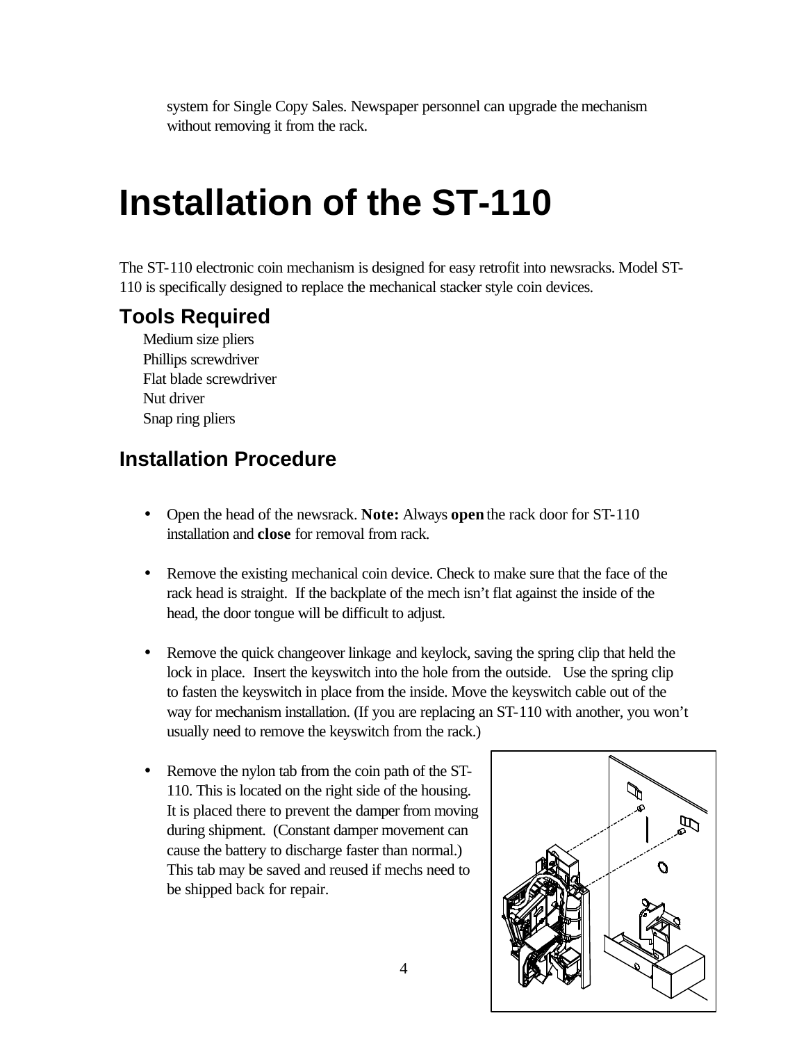system for Single Copy Sales. Newspaper personnel can upgrade the mechanism without removing it from the rack.

# Installation of the ST-110

The ST-110 electronic coin mechanism is designed for easy retrofit into newsracks. Model ST-110 is specifically designed to replace the mechanical stacker style coin devices.

## Tools Required

Medium size pliers
Phillips screwdriver
Flat blade screwdriver
Nut driver
Snap ring pliers

## Installation Procedure

- Open the head of the newsrack. **Note:** Always **open** the rack door for ST-110 installation and **close** for removal from rack.

- Remove the existing mechanical coin device. Check to make sure that the face of the rack head is straight. If the backplate of the mech isn't flat against the inside of the head, the door tongue will be difficult to adjust.

- Remove the quick changeover linkage and keylock, saving the spring clip that held the lock in place. Insert the keyswitch into the hole from the outside. Use the spring clip to fasten the keyswitch in place from the inside. Move the keyswitch cable out of the way for mechanism installation. (If you are replacing an ST-110 with another, you won't usually need to remove the keyswitch from the rack.)

- Remove the nylon tab from the coin path of the ST-110. This is located on the right side of the housing. It is placed there to prevent the damper from moving during shipment. (Constant damper movement can cause the battery to discharge faster than normal.) This tab may be saved and reused if mechs need to be shipped back for repair.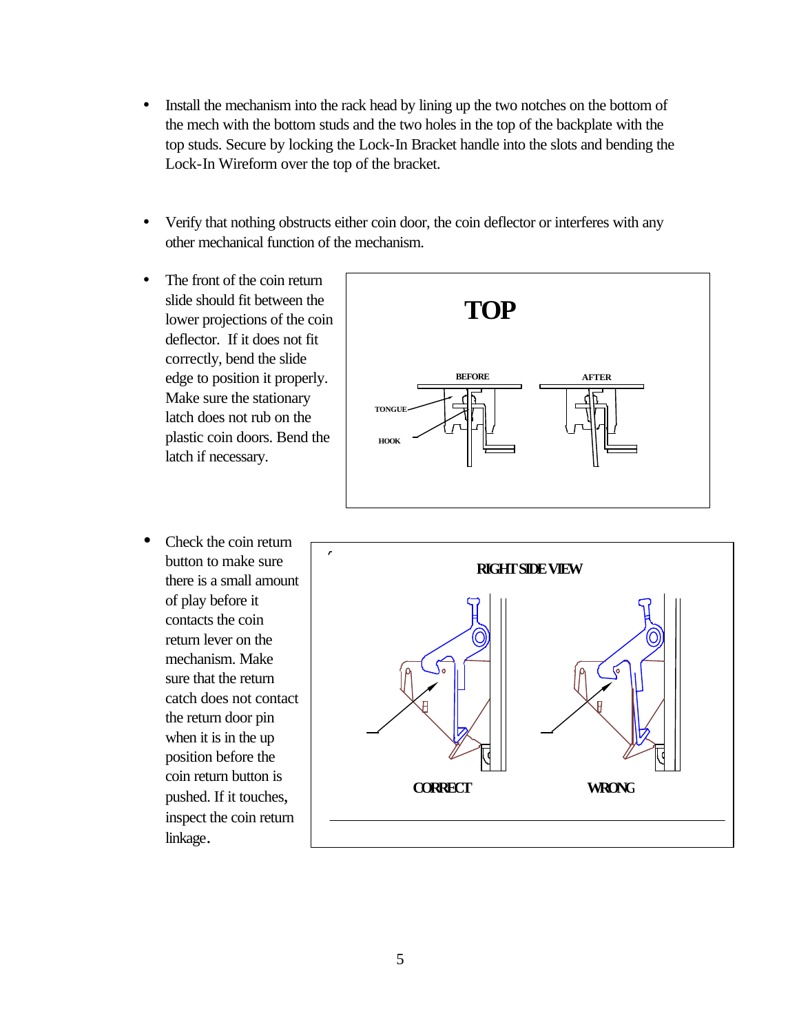- Install the mechanism into the rack head by lining up the two notches on the bottom of the mech with the bottom studs and the two holes in the top of the backplate with the top studs. Secure by locking the Lock-In Bracket handle into the slots and bending the Lock-In Wireform over the top of the bracket.

- Verify that nothing obstructs either coin door, the coin deflector or interferes with any other mechanical function of the mechanism.

- The front of the coin return slide should fit between the lower projections of the coin deflector. If it does not fit correctly, bend the slide edge to position it properly. Make sure the stationary latch does not rub on the plastic coin doors. Bend the latch if necessary.

TOP

BEFORE | AFTER

TONGUE

HOOK

- Check the coin return button to make sure there is a small amount of play before it contacts the coin return lever on the mechanism. Make sure that the return catch does not contact the return door pin when it is in the up position before the coin return button is pushed. If it touches, inspect the coin return linkage.

RIGHT SIDE VIEW

CORRECT | WRONG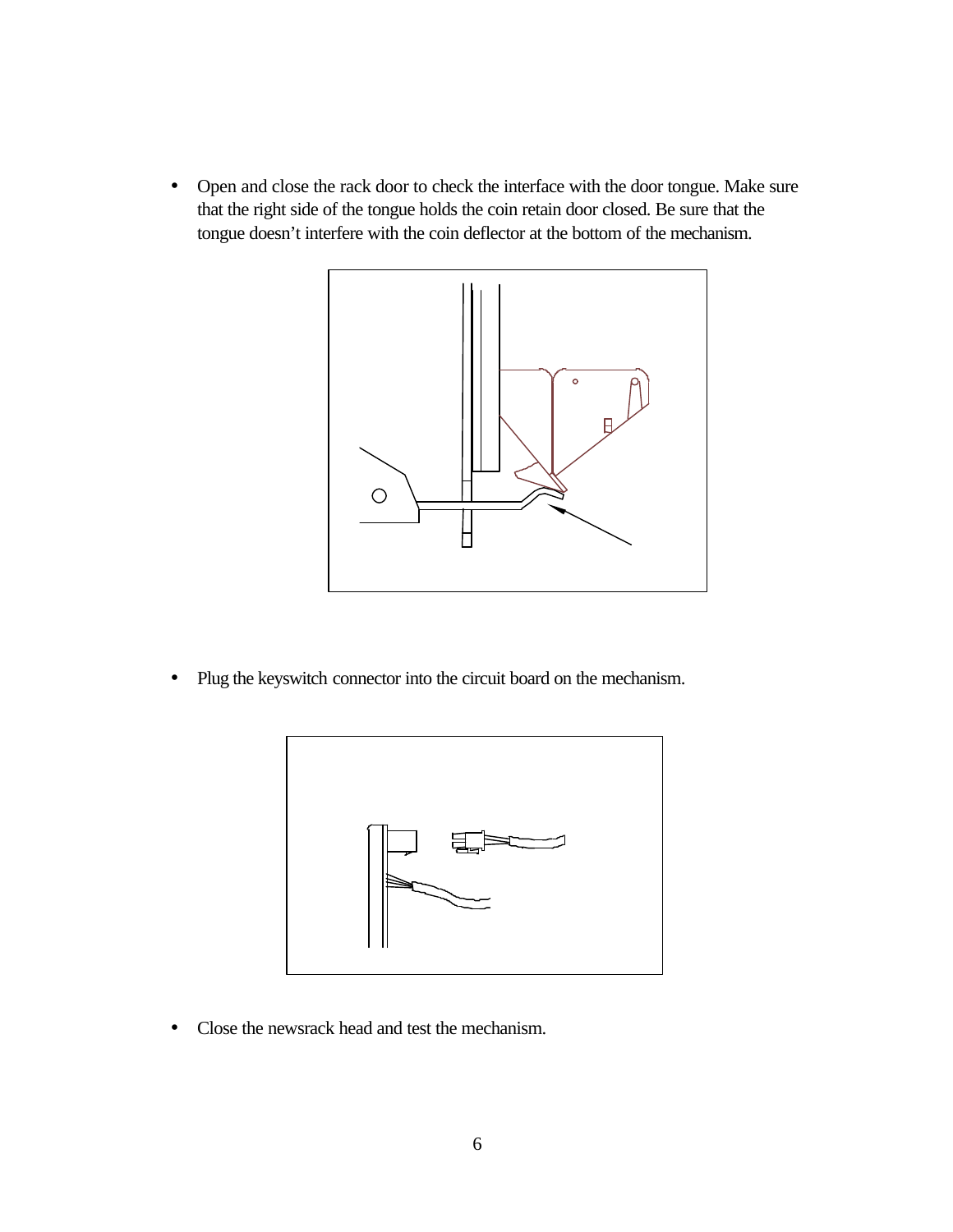- Open and close the rack door to check the interface with the door tongue. Make sure that the right side of the tongue holds the coin retain door closed. Be sure that the tongue doesn't interfere with the coin deflector at the bottom of the mechanism.

- Plug the keyswitch connector into the circuit board on the mechanism.

- Close the newsrack head and test the mechanism.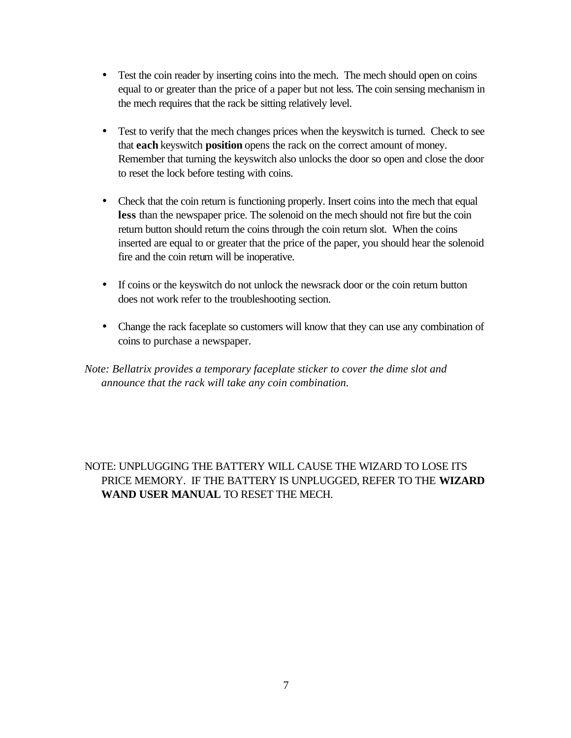- Test the coin reader by inserting coins into the mech. The mech should open on coins equal to or greater than the price of a paper but not less. The coin sensing mechanism in the mech requires that the rack be sitting relatively level.

- Test to verify that the mech changes prices when the keyswitch is turned. Check to see that **each** keyswitch **position** opens the rack on the correct amount of money. Remember that turning the keyswitch also unlocks the door so open and close the door to reset the lock before testing with coins.

- Check that the coin return is functioning properly. Insert coins into the mech that equal **less** than the newspaper price. The solenoid on the mech should not fire but the coin return button should return the coins through the coin return slot. When the coins inserted are equal to or greater that the price of the paper, you should hear the solenoid fire and the coin return will be inoperative.

- If coins or the keyswitch do not unlock the newsrack door or the coin return button does not work refer to the troubleshooting section.

- Change the rack faceplate so customers will know that they can use any combination of coins to purchase a newspaper.

*Note: Bellatrix provides a temporary faceplate sticker to cover the dime slot and announce that the rack will take any coin combination.*

NOTE: UNPLUGGING THE BATTERY WILL CAUSE THE WIZARD TO LOSE ITS PRICE MEMORY. IF THE BATTERY IS UNPLUGGED, REFER TO THE **WIZARD WAND USER MANUAL** TO RESET THE MECH.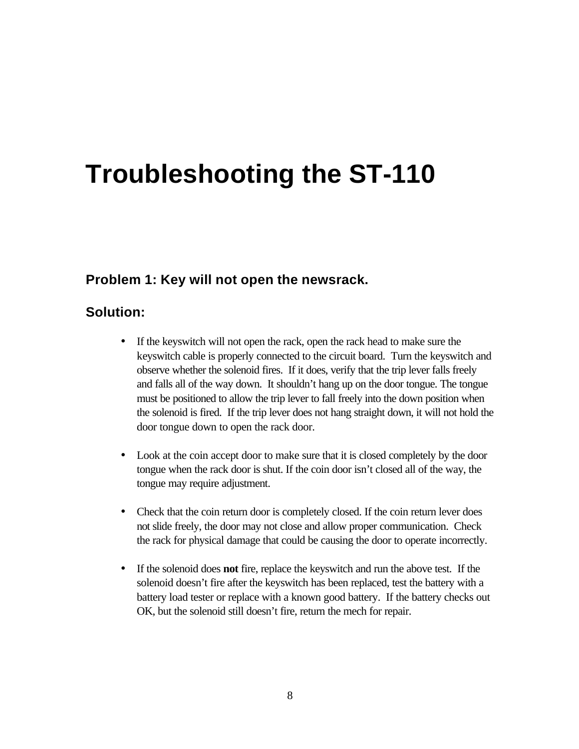# Troubleshooting the ST-110

## Problem 1: Key will not open the newsrack.

## Solution:

- If the keyswitch will not open the rack, open the rack head to make sure the keyswitch cable is properly connected to the circuit board. Turn the keyswitch and observe whether the solenoid fires. If it does, verify that the trip lever falls freely and falls all of the way down. It shouldn't hang up on the door tongue. The tongue must be positioned to allow the trip lever to fall freely into the down position when the solenoid is fired. If the trip lever does not hang straight down, it will not hold the door tongue down to open the rack door.

- Look at the coin accept door to make sure that it is closed completely by the door tongue when the rack door is shut. If the coin door isn't closed all of the way, the tongue may require adjustment.

- Check that the coin return door is completely closed. If the coin return lever does not slide freely, the door may not close and allow proper communication. Check the rack for physical damage that could be causing the door to operate incorrectly.

- If the solenoid does **not** fire, replace the keyswitch and run the above test. If the solenoid doesn't fire after the keyswitch has been replaced, test the battery with a battery load tester or replace with a known good battery. If the battery checks out OK, but the solenoid still doesn't fire, return the mech for repair.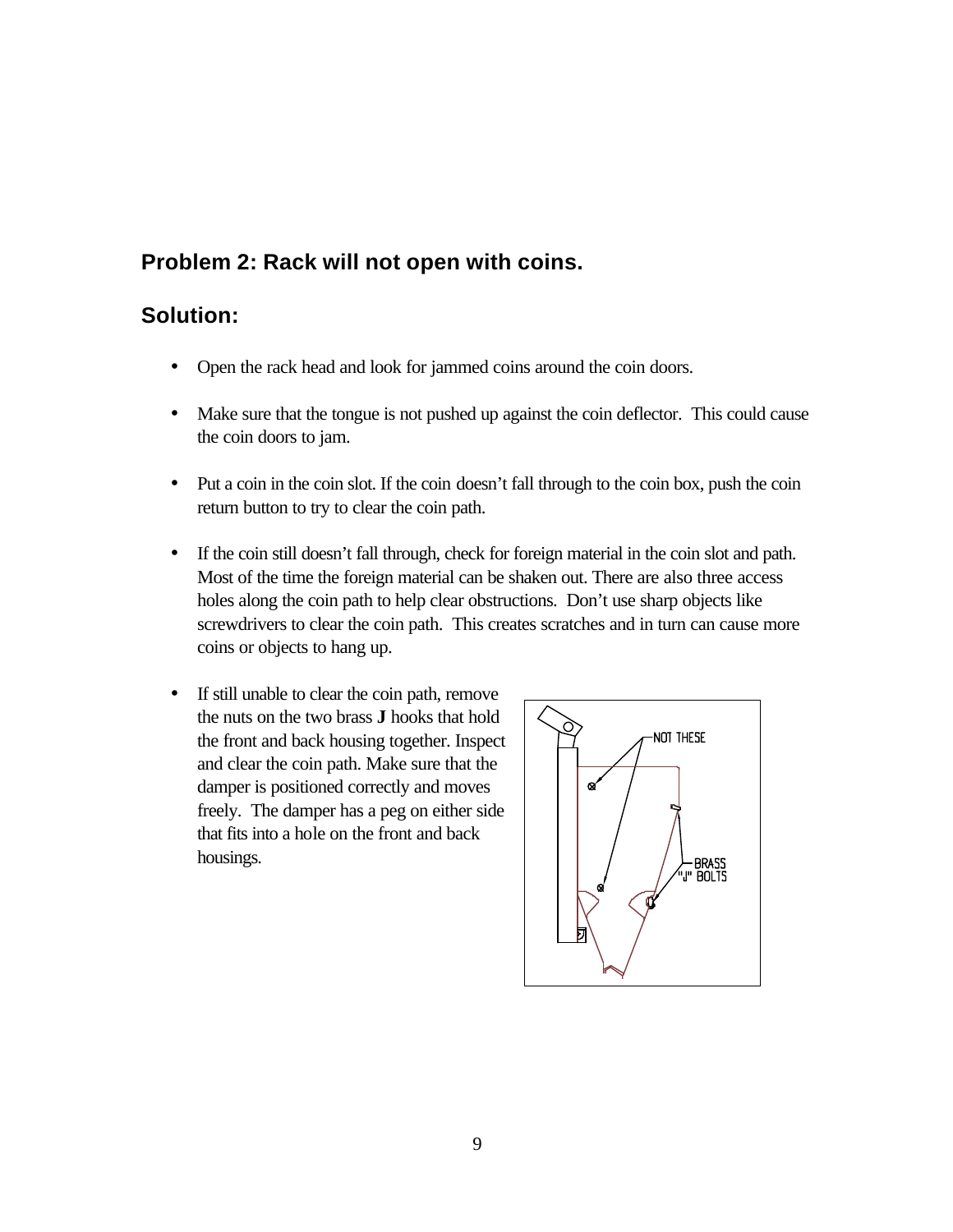## Problem 2: Rack will not open with coins.

## Solution:

- Open the rack head and look for jammed coins around the coin doors.
- Make sure that the tongue is not pushed up against the coin deflector. This could cause the coin doors to jam.
- Put a coin in the coin slot. If the coin doesn't fall through to the coin box, push the coin return button to try to clear the coin path.
- If the coin still doesn't fall through, check for foreign material in the coin slot and path. Most of the time the foreign material can be shaken out. There are also three access holes along the coin path to help clear obstructions. Don't use sharp objects like screwdrivers to clear the coin path. This creates scratches and in turn can cause more coins or objects to hang up.
- If still unable to clear the coin path, remove the nuts on the two brass **J** hooks that hold the front and back housing together. Inspect and clear the coin path. Make sure that the damper is positioned correctly and moves freely. The damper has a peg on either side that fits into a hole on the front and back housings.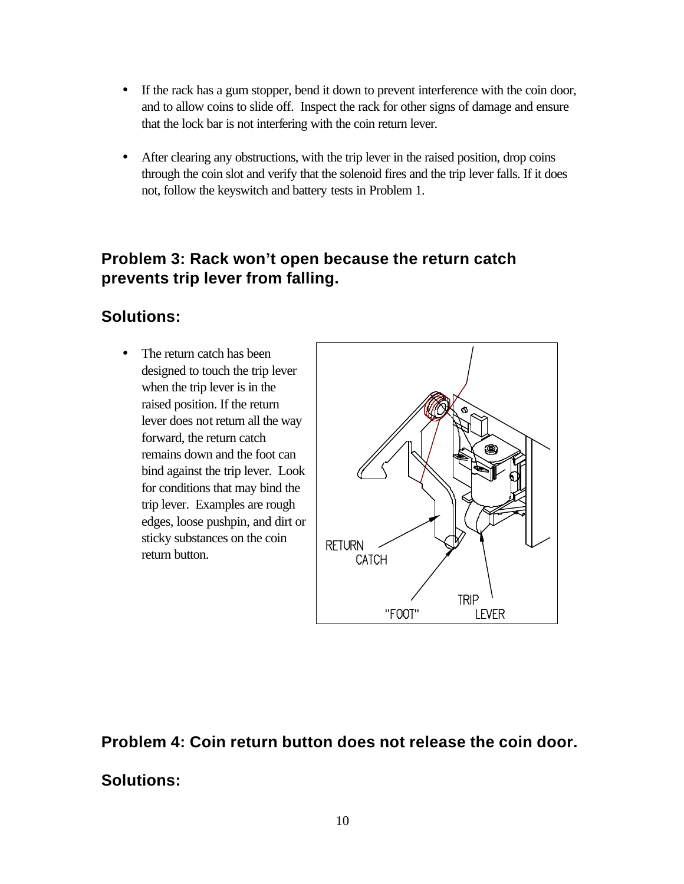- If the rack has a gum stopper, bend it down to prevent interference with the coin door, and to allow coins to slide off. Inspect the rack for other signs of damage and ensure that the lock bar is not interfering with the coin return lever.

- After clearing any obstructions, with the trip lever in the raised position, drop coins through the coin slot and verify that the solenoid fires and the trip lever falls. If it does not, follow the keyswitch and battery tests in Problem 1.

## Problem 3: Rack won't open because the return catch prevents trip lever from falling.

## Solutions:

- The return catch has been designed to touch the trip lever when the trip lever is in the raised position. If the return lever does not return all the way forward, the return catch remains down and the foot can bind against the trip lever. Look for conditions that may bind the trip lever. Examples are rough edges, loose pushpin, and dirt or sticky substances on the coin return button.

## Problem 4: Coin return button does not release the coin door.

## Solutions: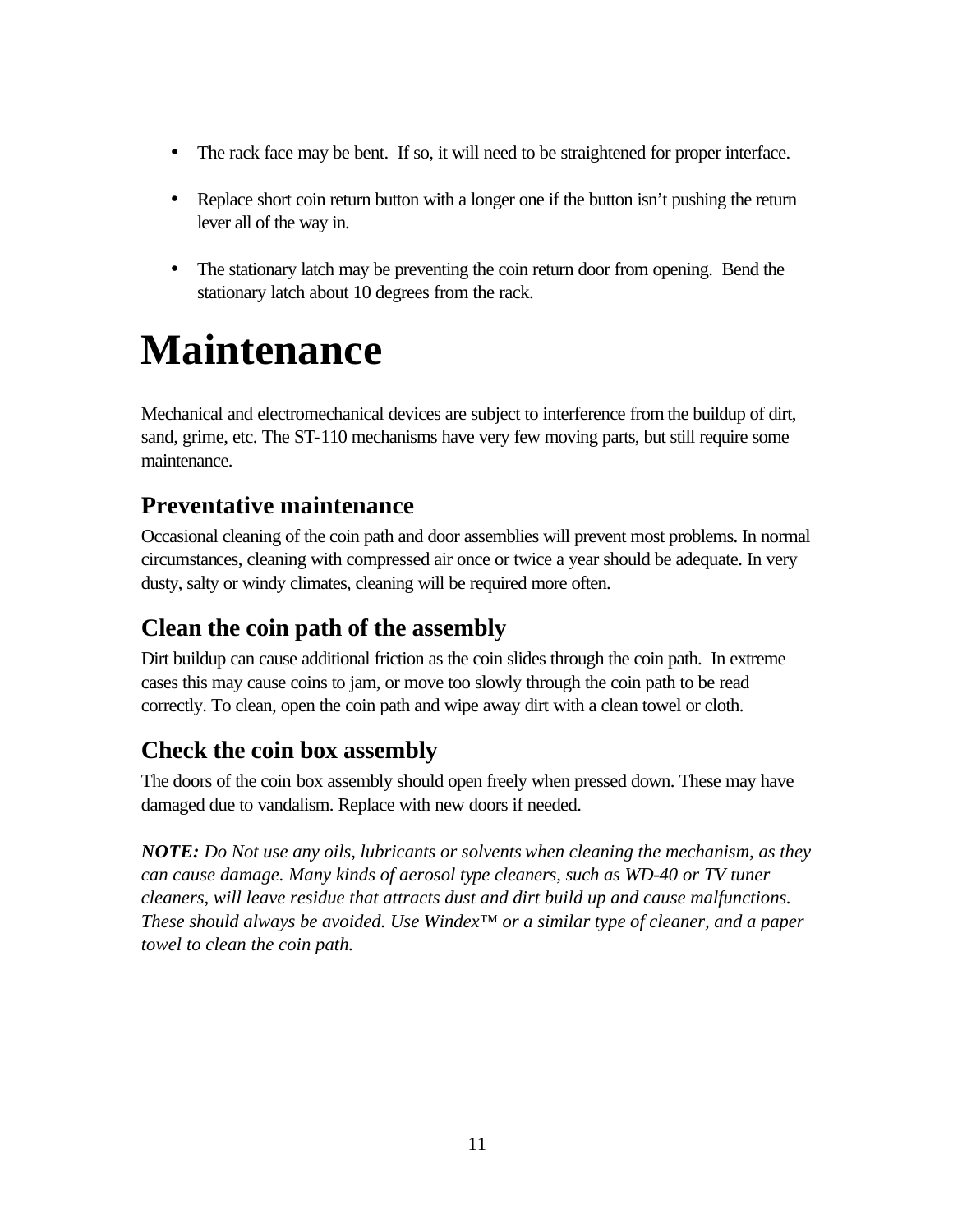- The rack face may be bent. If so, it will need to be straightened for proper interface.
- Replace short coin return button with a longer one if the button isn't pushing the return lever all of the way in.
- The stationary latch may be preventing the coin return door from opening. Bend the stationary latch about 10 degrees from the rack.

# Maintenance

Mechanical and electromechanical devices are subject to interference from the buildup of dirt, sand, grime, etc. The ST-110 mechanisms have very few moving parts, but still require some maintenance.

## Preventative maintenance

Occasional cleaning of the coin path and door assemblies will prevent most problems. In normal circumstances, cleaning with compressed air once or twice a year should be adequate. In very dusty, salty or windy climates, cleaning will be required more often.

## Clean the coin path of the assembly

Dirt buildup can cause additional friction as the coin slides through the coin path. In extreme cases this may cause coins to jam, or move too slowly through the coin path to be read correctly. To clean, open the coin path and wipe away dirt with a clean towel or cloth.

## Check the coin box assembly

The doors of the coin box assembly should open freely when pressed down. These may have damaged due to vandalism. Replace with new doors if needed.

***NOTE:*** *Do Not use any oils, lubricants or solvents when cleaning the mechanism, as they can cause damage. Many kinds of aerosol type cleaners, such as WD-40 or TV tuner cleaners, will leave residue that attracts dust and dirt build up and cause malfunctions. These should always be avoided. Use Windex™ or a similar type of cleaner, and a paper towel to clean the coin path.*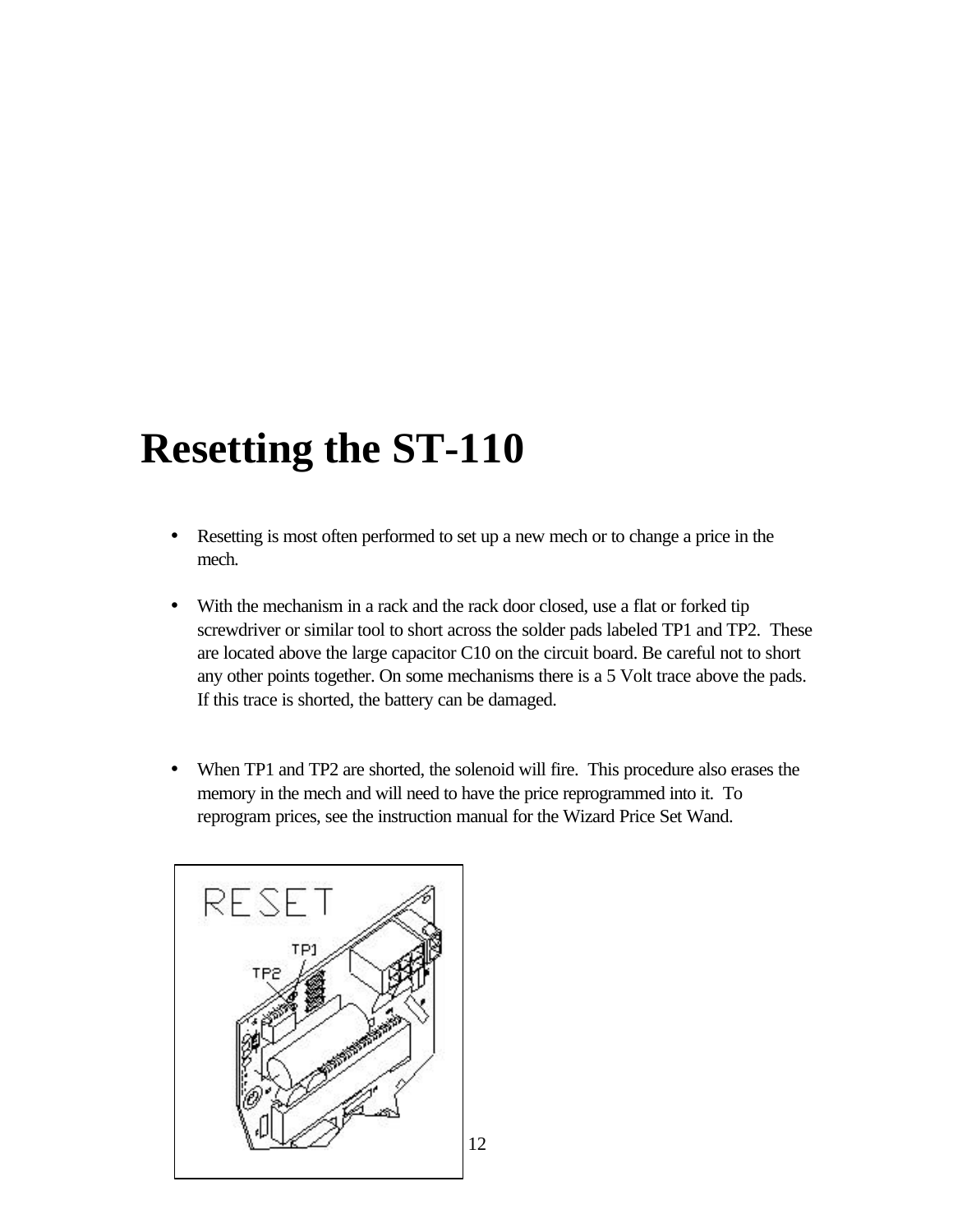# Resetting the ST-110

- Resetting is most often performed to set up a new mech or to change a price in the mech.

- With the mechanism in a rack and the rack door closed, use a flat or forked tip screwdriver or similar tool to short across the solder pads labeled TP1 and TP2. These are located above the large capacitor C10 on the circuit board. Be careful not to short any other points together. On some mechanisms there is a 5 Volt trace above the pads. If this trace is shorted, the battery can be damaged.

- When TP1 and TP2 are shorted, the solenoid will fire. This procedure also erases the memory in the mech and will need to have the price reprogrammed into it. To reprogram prices, see the instruction manual for the Wizard Price Set Wand.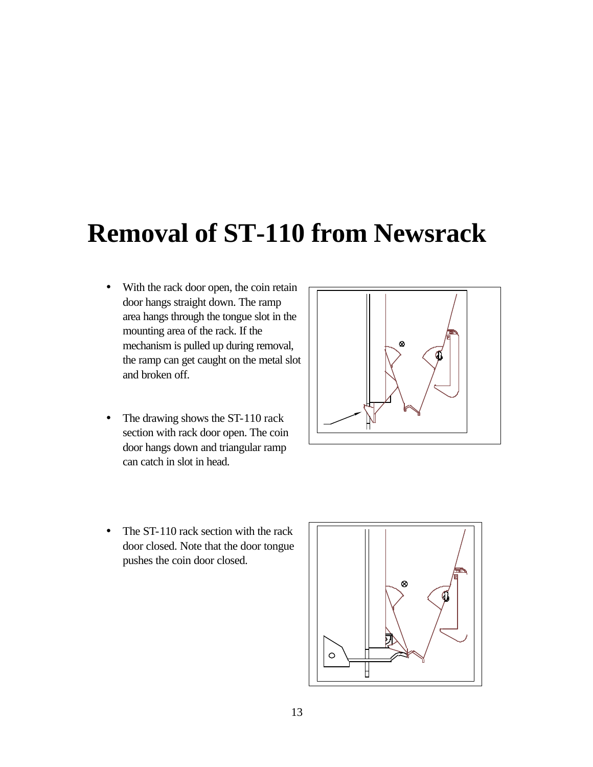# Removal of ST-110 from Newsrack

- With the rack door open, the coin retain door hangs straight down. The ramp area hangs through the tongue slot in the mounting area of the rack. If the mechanism is pulled up during removal, the ramp can get caught on the metal slot and broken off.

- The drawing shows the ST-110 rack section with rack door open. The coin door hangs down and triangular ramp can catch in slot in head.

- The ST-110 rack section with the rack door closed. Note that the door tongue pushes the coin door closed.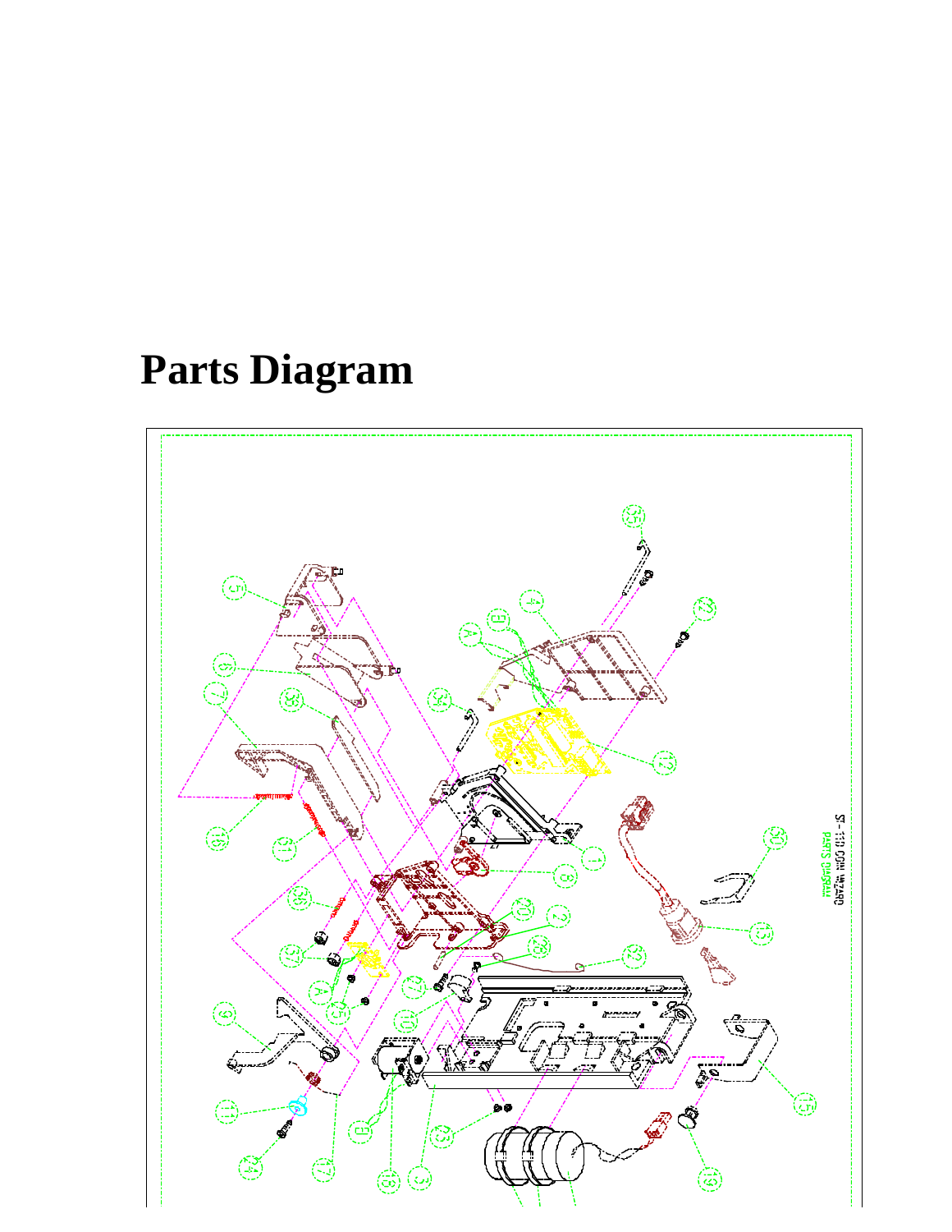# Parts Diagram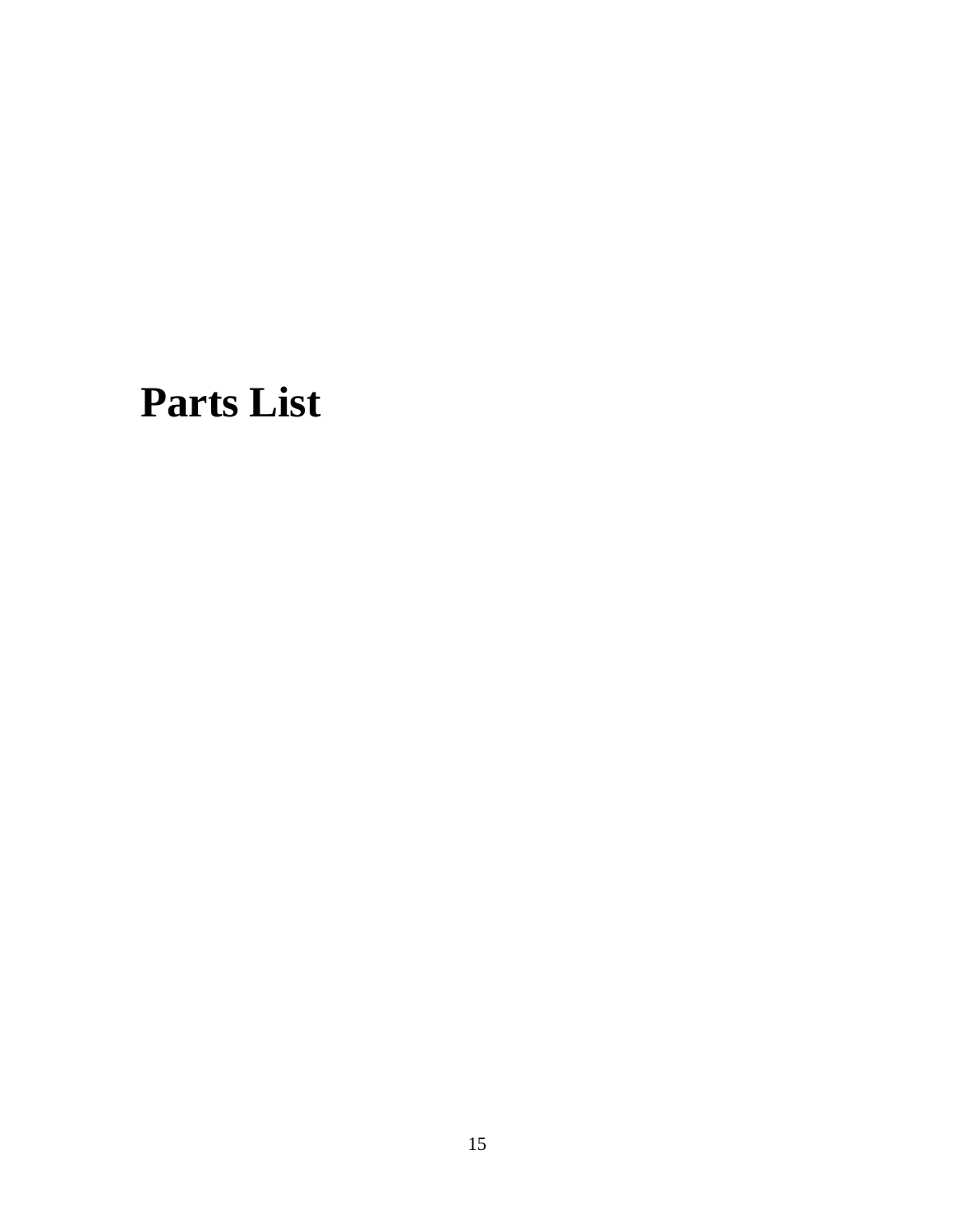# Parts List